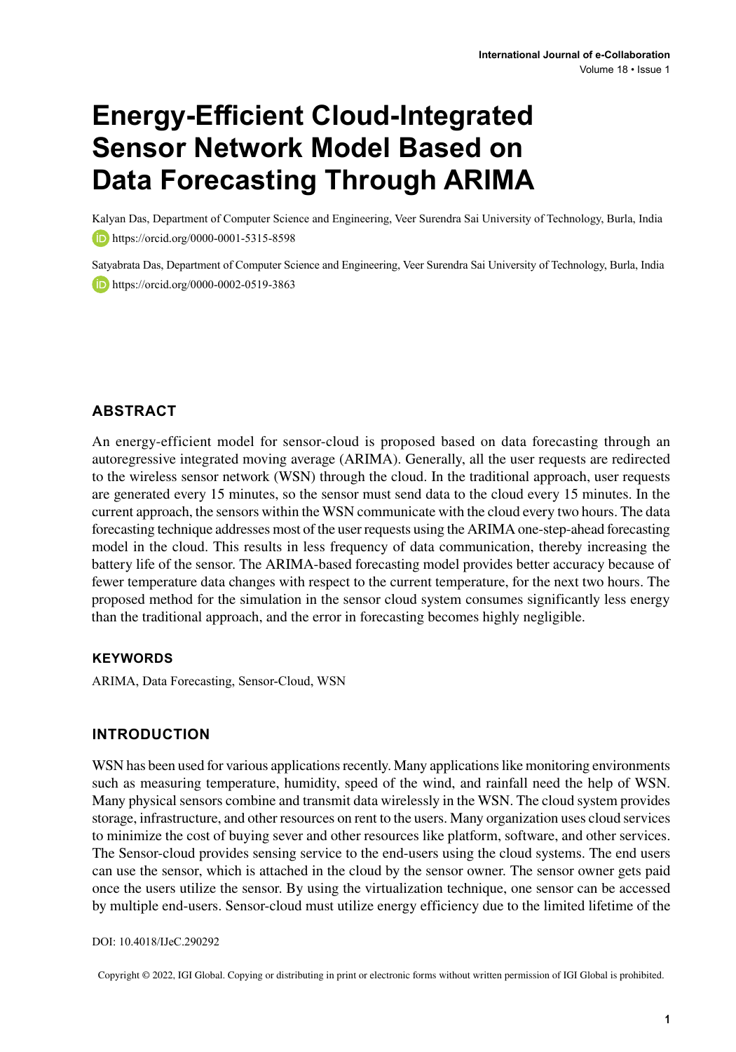# Energy-Efficient Cloud-Integrated Sensor Network Model Based on Data Forecasting Through ARIMA

Kalyan Das, Department of Computer Science and Engineering, Veer Surendra Sai University of Technology, Burla, India

https://orcid.org/0000-0001-5315-8598

Satyabrata Das, Department of Computer Science and Engineering, Veer Surendra Sai University of Technology, Burla, India

https://orcid.org/0000-0002-0519-3863

## ABSTRACT

An energy-efficient model for sensor-cloud is proposed based on data forecasting through an autoregressive integrated moving average (ARIMA). Generally, all the user requests are redirected to the wireless sensor network (WSN) through the cloud. In the traditional approach, user requests are generated every 15 minutes, so the sensor must send data to the cloud every 15 minutes. In the current approach, the sensors within the WSN communicate with the cloud every two hours. The data forecasting technique addresses most of the user requests using the ARIMA one-step-ahead forecasting model in the cloud. This results in less frequency of data communication, thereby increasing the battery life of the sensor. The ARIMA-based forecasting model provides better accuracy because of fewer temperature data changes with respect to the current temperature, for the next two hours. The proposed method for the simulation in the sensor cloud system consumes significantly less energy than the traditional approach, and the error in forecasting becomes highly negligible.

## KEYWORDS

ARIMA, Data Forecasting, Sensor-Cloud, WSN

## INTRODUCTION

WSN has been used for various applications recently. Many applications like monitoring environments such as measuring temperature, humidity, speed of the wind, and rainfall need the help of WSN. Many physical sensors combine and transmit data wirelessly in the WSN. The cloud system provides storage, infrastructure, and other resources on rent to the users. Many organization uses cloud services to minimize the cost of buying sever and other resources like platform, software, and other services. The Sensor-cloud provides sensing service to the end-users using the cloud systems. The end users can use the sensor, which is attached in the cloud by the sensor owner. The sensor owner gets paid once the users utilize the sensor. By using the virtualization technique, one sensor can be accessed by multiple end-users. Sensor-cloud must utilize energy efficiency due to the limited lifetime of the

DOI: 10.4018/IJeC.290292

Copyright © 2022, IGI Global. Copying or distributing in print or electronic forms without written permission of IGI Global is prohibited.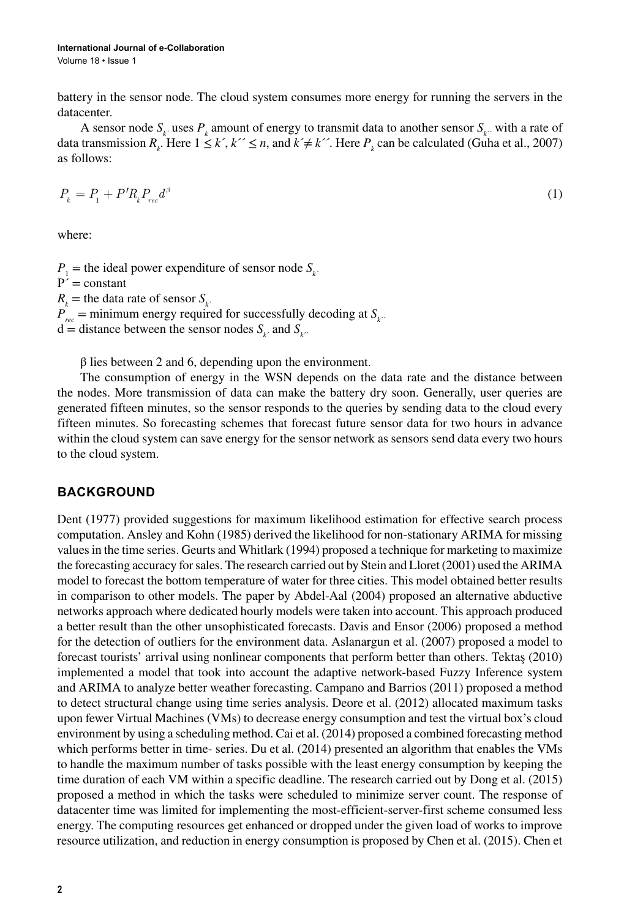battery in the sensor node. The cloud system consumes more energy for running the servers in the datacenter.

A sensor node $S_{k'}$ uses $P_k$ amount of energy to transmit data to another sensor $S_{k''}$ with a rate of data transmission $R_k$. Here $1 \leq k', k'' \leq n$, and $k' \neq k''$. Here $P_k$ can be calculated (Guha et al., 2007) as follows:

$$P_k = P_1 + P' R_k P_{rec} d^{\beta} \tag{1}$$

where:

$P_1$ = the ideal power expenditure of sensor node $S_{k'}$
$P'$ = constant
$R_k$ = the data rate of sensor $S_{k'}$
$P_{rec}$ = minimum energy required for successfully decoding at $S_{k''}$
d = distance between the sensor nodes $S_{k'}$ and $S_{k''}$

β lies between 2 and 6, depending upon the environment.

The consumption of energy in the WSN depends on the data rate and the distance between the nodes. More transmission of data can make the battery dry soon. Generally, user queries are generated fifteen minutes, so the sensor responds to the queries by sending data to the cloud every fifteen minutes. So forecasting schemes that forecast future sensor data for two hours in advance within the cloud system can save energy for the sensor network as sensors send data every two hours to the cloud system.

## BACKGROUND

Dent (1977) provided suggestions for maximum likelihood estimation for effective search process computation. Ansley and Kohn (1985) derived the likelihood for non-stationary ARIMA for missing values in the time series. Geurts and Whitlark (1994) proposed a technique for marketing to maximize the forecasting accuracy for sales. The research carried out by Stein and Lloret (2001) used the ARIMA model to forecast the bottom temperature of water for three cities. This model obtained better results in comparison to other models. The paper by Abdel-Aal (2004) proposed an alternative abductive networks approach where dedicated hourly models were taken into account. This approach produced a better result than the other unsophisticated forecasts. Davis and Ensor (2006) proposed a method for the detection of outliers for the environment data. Aslanargun et al. (2007) proposed a model to forecast tourists' arrival using nonlinear components that perform better than others. Tektaş (2010) implemented a model that took into account the adaptive network-based Fuzzy Inference system and ARIMA to analyze better weather forecasting. Campano and Barrios (2011) proposed a method to detect structural change using time series analysis. Deore et al. (2012) allocated maximum tasks upon fewer Virtual Machines (VMs) to decrease energy consumption and test the virtual box's cloud environment by using a scheduling method. Cai et al. (2014) proposed a combined forecasting method which performs better in time- series. Du et al. (2014) presented an algorithm that enables the VMs to handle the maximum number of tasks possible with the least energy consumption by keeping the time duration of each VM within a specific deadline. The research carried out by Dong et al. (2015) proposed a method in which the tasks were scheduled to minimize server count. The response of datacenter time was limited for implementing the most-efficient-server-first scheme consumed less energy. The computing resources get enhanced or dropped under the given load of works to improve resource utilization, and reduction in energy consumption is proposed by Chen et al. (2015). Chen et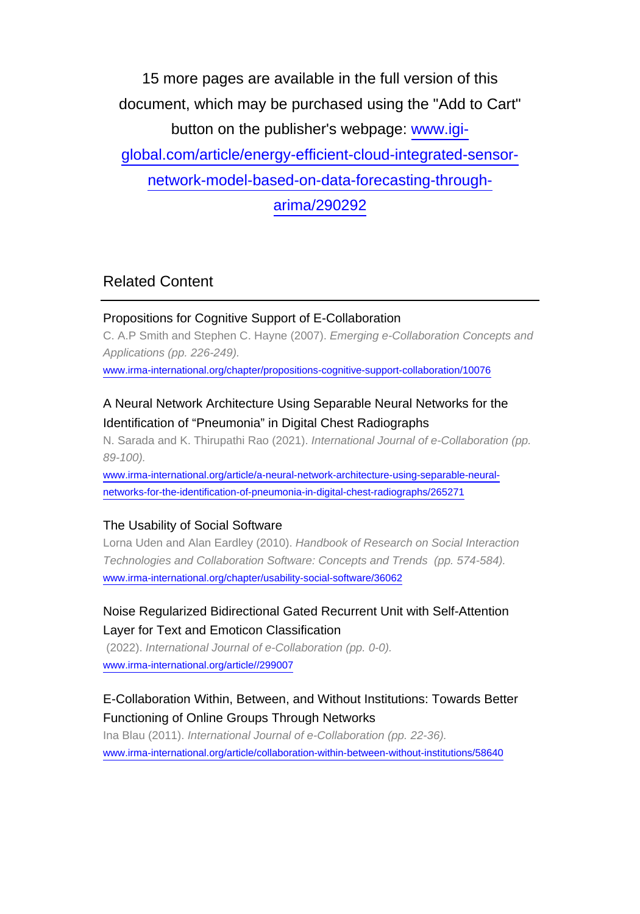15 more pages are available in the full version of this document, which may be purchased using the "Add to Cart" button on the publisher's webpage: [www.igi-global.com/article/energy-efficient-cloud-integrated-sensor-network-model-based-on-data-forecasting-through-arima/290292](www.igi-global.com/article/energy-efficient-cloud-integrated-sensor-network-model-based-on-data-forecasting-through-arima/290292)

## Related Content

**Propositions for Cognitive Support of E-Collaboration**
C. A.P Smith and Stephen C. Hayne (2007). *Emerging e-Collaboration Concepts and Applications (pp. 226-249).*
[www.irma-international.org/chapter/propositions-cognitive-support-collaboration/10076](www.irma-international.org/chapter/propositions-cognitive-support-collaboration/10076)

**A Neural Network Architecture Using Separable Neural Networks for the Identification of "Pneumonia" in Digital Chest Radiographs**
N. Sarada and K. Thirupathi Rao (2021). *International Journal of e-Collaboration (pp. 89-100).*
[www.irma-international.org/article/a-neural-network-architecture-using-separable-neural-networks-for-the-identification-of-pneumonia-in-digital-chest-radiographs/265271](www.irma-international.org/article/a-neural-network-architecture-using-separable-neural-networks-for-the-identification-of-pneumonia-in-digital-chest-radiographs/265271)

**The Usability of Social Software**
Lorna Uden and Alan Eardley (2010). *Handbook of Research on Social Interaction Technologies and Collaboration Software: Concepts and Trends (pp. 574-584).*
[www.irma-international.org/chapter/usability-social-software/36062](www.irma-international.org/chapter/usability-social-software/36062)

**Noise Regularized Bidirectional Gated Recurrent Unit with Self-Attention Layer for Text and Emoticon Classification**
(2022). *International Journal of e-Collaboration (pp. 0-0).*
[www.irma-international.org/article//299007](www.irma-international.org/article//299007)

**E-Collaboration Within, Between, and Without Institutions: Towards Better Functioning of Online Groups Through Networks**
Ina Blau (2011). *International Journal of e-Collaboration (pp. 22-36).*
[www.irma-international.org/article/collaboration-within-between-without-institutions/58640](www.irma-international.org/article/collaboration-within-between-without-institutions/58640)